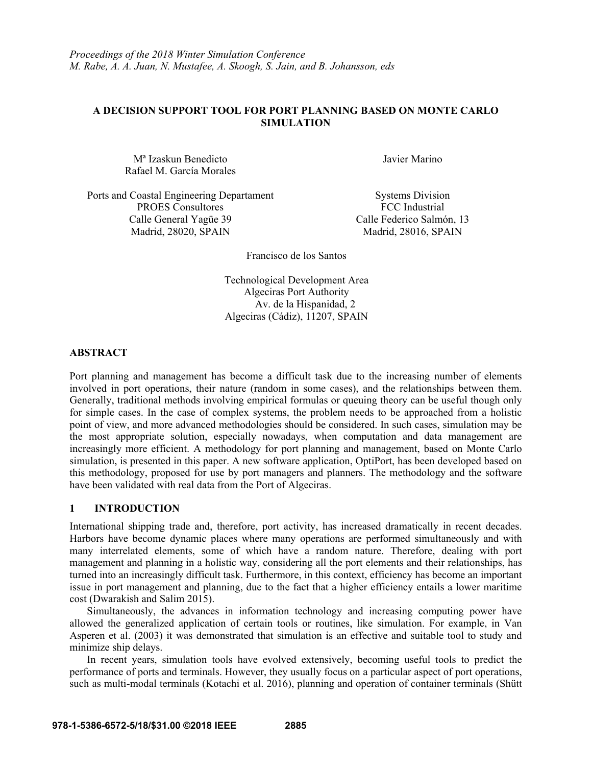*Proceedings of the 2018 Winter Simulation Conference*
*M. Rabe, A. A. Juan, N. Mustafee, A. Skoogh, S. Jain, and B. Johansson, eds*

# A DECISION SUPPORT TOOL FOR PORT PLANNING BASED ON MONTE CARLO SIMULATION

Mª Izaskun Benedicto
Rafael M. García Morales

Ports and Coastal Engineering Departament
PROES Consultores
Calle General Yagüe 39
Madrid, 28020, SPAIN

Javier Marino

Systems Division
FCC Industrial
Calle Federico Salmón, 13
Madrid, 28016, SPAIN

Francisco de los Santos

Technological Development Area
Algeciras Port Authority
Av. de la Hispanidad, 2
Algeciras (Cádiz), 11207, SPAIN

## ABSTRACT

Port planning and management has become a difficult task due to the increasing number of elements involved in port operations, their nature (random in some cases), and the relationships between them. Generally, traditional methods involving empirical formulas or queuing theory can be useful though only for simple cases. In the case of complex systems, the problem needs to be approached from a holistic point of view, and more advanced methodologies should be considered. In such cases, simulation may be the most appropriate solution, especially nowadays, when computation and data management are increasingly more efficient. A methodology for port planning and management, based on Monte Carlo simulation, is presented in this paper. A new software application, OptiPort, has been developed based on this methodology, proposed for use by port managers and planners. The methodology and the software have been validated with real data from the Port of Algeciras.

## 1 INTRODUCTION

International shipping trade and, therefore, port activity, has increased dramatically in recent decades. Harbors have become dynamic places where many operations are performed simultaneously and with many interrelated elements, some of which have a random nature. Therefore, dealing with port management and planning in a holistic way, considering all the port elements and their relationships, has turned into an increasingly difficult task. Furthermore, in this context, efficiency has become an important issue in port management and planning, due to the fact that a higher efficiency entails a lower maritime cost (Dwarakish and Salim 2015).

Simultaneously, the advances in information technology and increasing computing power have allowed the generalized application of certain tools or routines, like simulation. For example, in Van Asperen et al. (2003) it was demonstrated that simulation is an effective and suitable tool to study and minimize ship delays.

In recent years, simulation tools have evolved extensively, becoming useful tools to predict the performance of ports and terminals. However, they usually focus on a particular aspect of port operations, such as multi-modal terminals (Kotachi et al. 2016), planning and operation of container terminals (Shütt

978-1-5386-6572-5/18/$31.00 ©2018 IEEE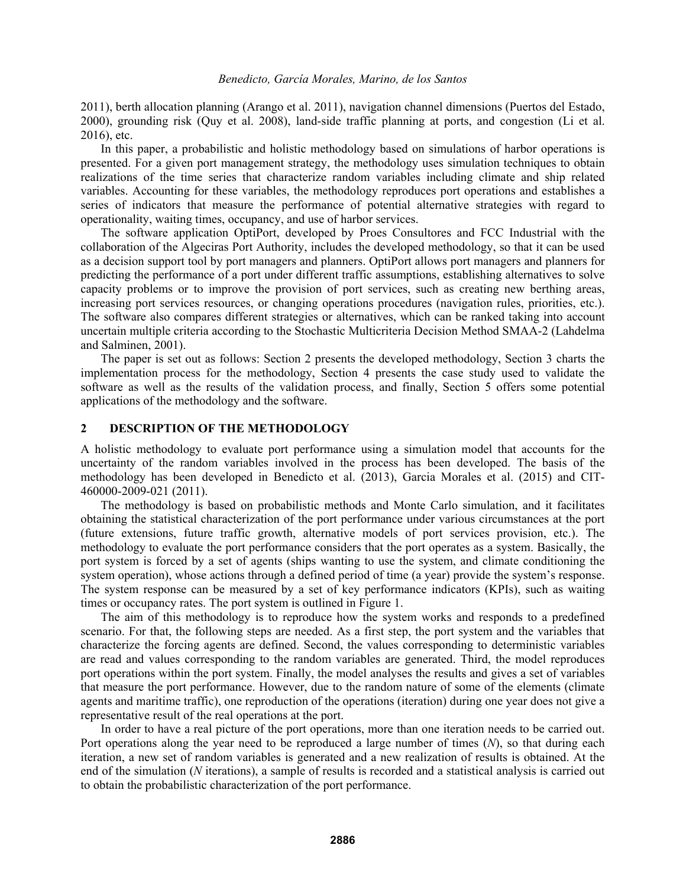2011), berth allocation planning (Arango et al. 2011), navigation channel dimensions (Puertos del Estado, 2000), grounding risk (Quy et al. 2008), land-side traffic planning at ports, and congestion (Li et al. 2016), etc.

In this paper, a probabilistic and holistic methodology based on simulations of harbor operations is presented. For a given port management strategy, the methodology uses simulation techniques to obtain realizations of the time series that characterize random variables including climate and ship related variables. Accounting for these variables, the methodology reproduces port operations and establishes a series of indicators that measure the performance of potential alternative strategies with regard to operationality, waiting times, occupancy, and use of harbor services.

The software application OptiPort, developed by Proes Consultores and FCC Industrial with the collaboration of the Algeciras Port Authority, includes the developed methodology, so that it can be used as a decision support tool by port managers and planners. OptiPort allows port managers and planners for predicting the performance of a port under different traffic assumptions, establishing alternatives to solve capacity problems or to improve the provision of port services, such as creating new berthing areas, increasing port services resources, or changing operations procedures (navigation rules, priorities, etc.). The software also compares different strategies or alternatives, which can be ranked taking into account uncertain multiple criteria according to the Stochastic Multicriteria Decision Method SMAA-2 (Lahdelma and Salminen, 2001).

The paper is set out as follows: Section 2 presents the developed methodology, Section 3 charts the implementation process for the methodology, Section 4 presents the case study used to validate the software as well as the results of the validation process, and finally, Section 5 offers some potential applications of the methodology and the software.

## 2 DESCRIPTION OF THE METHODOLOGY

A holistic methodology to evaluate port performance using a simulation model that accounts for the uncertainty of the random variables involved in the process has been developed. The basis of the methodology has been developed in Benedicto et al. (2013), Garcia Morales et al. (2015) and CIT-460000-2009-021 (2011).

The methodology is based on probabilistic methods and Monte Carlo simulation, and it facilitates obtaining the statistical characterization of the port performance under various circumstances at the port (future extensions, future traffic growth, alternative models of port services provision, etc.). The methodology to evaluate the port performance considers that the port operates as a system. Basically, the port system is forced by a set of agents (ships wanting to use the system, and climate conditioning the system operation), whose actions through a defined period of time (a year) provide the system's response. The system response can be measured by a set of key performance indicators (KPIs), such as waiting times or occupancy rates. The port system is outlined in Figure 1.

The aim of this methodology is to reproduce how the system works and responds to a predefined scenario. For that, the following steps are needed. As a first step, the port system and the variables that characterize the forcing agents are defined. Second, the values corresponding to deterministic variables are read and values corresponding to the random variables are generated. Third, the model reproduces port operations within the port system. Finally, the model analyses the results and gives a set of variables that measure the port performance. However, due to the random nature of some of the elements (climate agents and maritime traffic), one reproduction of the operations (iteration) during one year does not give a representative result of the real operations at the port.

In order to have a real picture of the port operations, more than one iteration needs to be carried out. Port operations along the year need to be reproduced a large number of times ($N$), so that during each iteration, a new set of random variables is generated and a new realization of results is obtained. At the end of the simulation ($N$ iterations), a sample of results is recorded and a statistical analysis is carried out to obtain the probabilistic characterization of the port performance.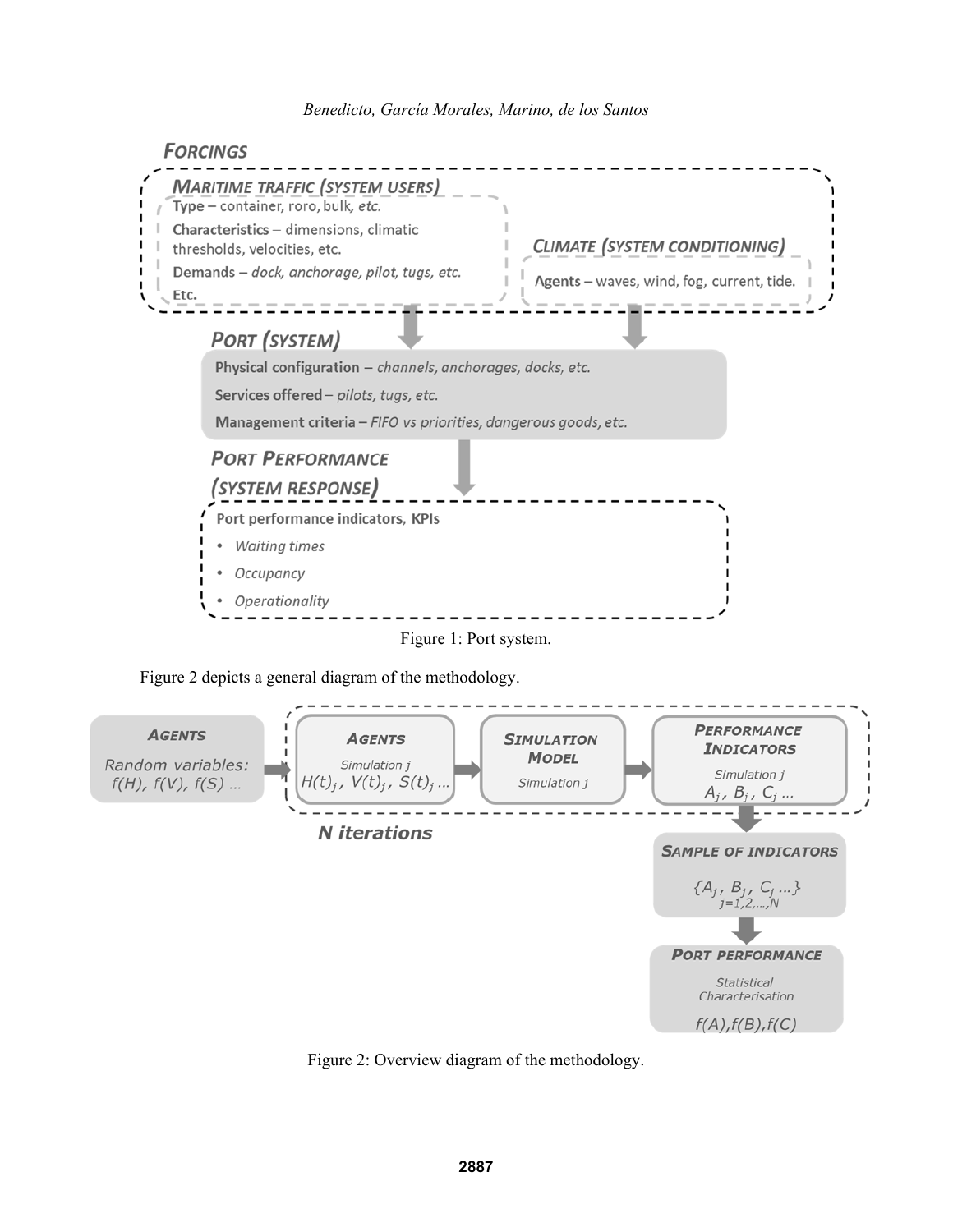Figure 1: Port system.

Figure 2 depicts a general diagram of the methodology.

Figure 2: Overview diagram of the methodology.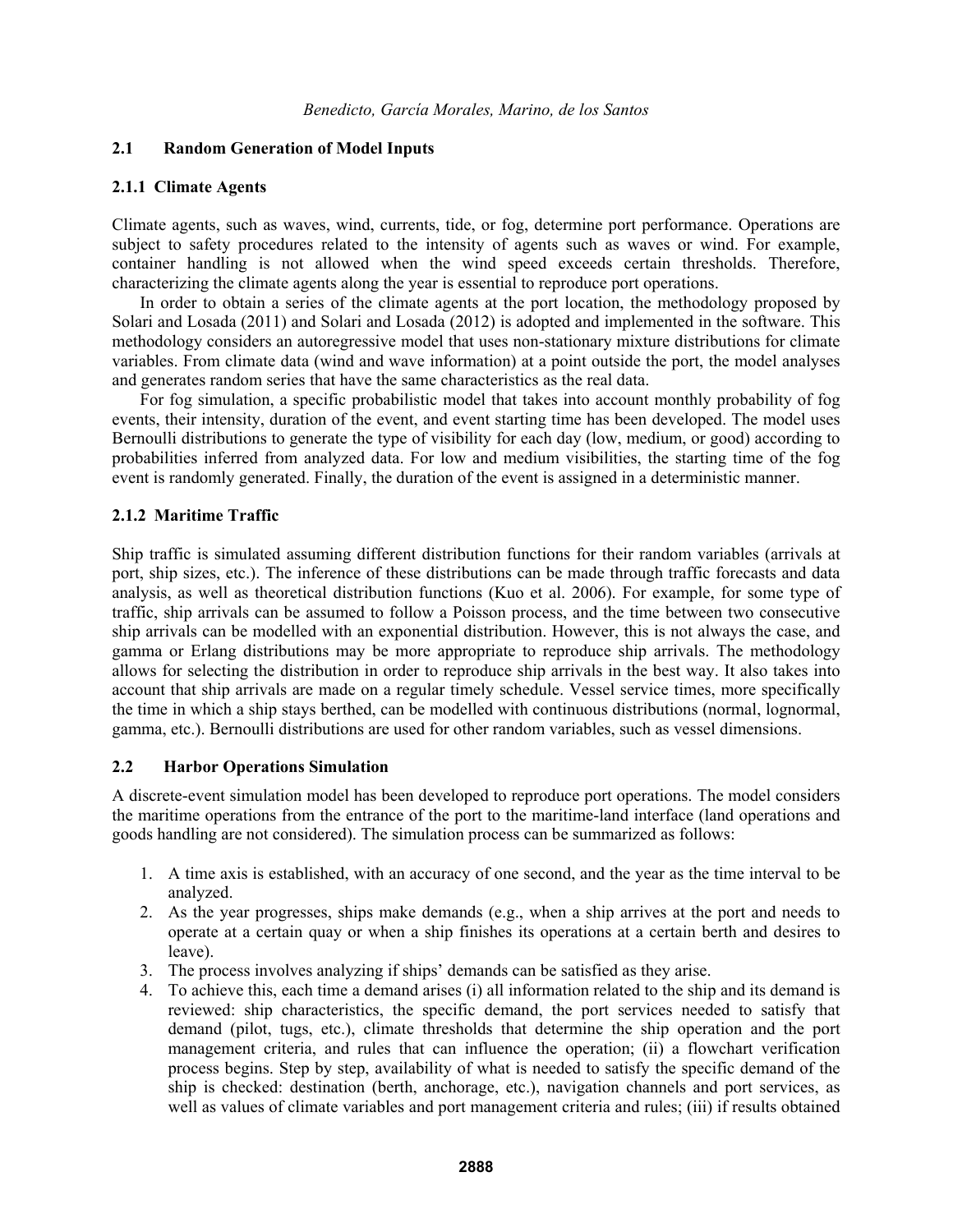### 2.1 Random Generation of Model Inputs

#### 2.1.1 Climate Agents

Climate agents, such as waves, wind, currents, tide, or fog, determine port performance. Operations are subject to safety procedures related to the intensity of agents such as waves or wind. For example, container handling is not allowed when the wind speed exceeds certain thresholds. Therefore, characterizing the climate agents along the year is essential to reproduce port operations.

In order to obtain a series of the climate agents at the port location, the methodology proposed by Solari and Losada (2011) and Solari and Losada (2012) is adopted and implemented in the software. This methodology considers an autoregressive model that uses non-stationary mixture distributions for climate variables. From climate data (wind and wave information) at a point outside the port, the model analyses and generates random series that have the same characteristics as the real data.

For fog simulation, a specific probabilistic model that takes into account monthly probability of fog events, their intensity, duration of the event, and event starting time has been developed. The model uses Bernoulli distributions to generate the type of visibility for each day (low, medium, or good) according to probabilities inferred from analyzed data. For low and medium visibilities, the starting time of the fog event is randomly generated. Finally, the duration of the event is assigned in a deterministic manner.

#### 2.1.2 Maritime Traffic

Ship traffic is simulated assuming different distribution functions for their random variables (arrivals at port, ship sizes, etc.). The inference of these distributions can be made through traffic forecasts and data analysis, as well as theoretical distribution functions (Kuo et al. 2006). For example, for some type of traffic, ship arrivals can be assumed to follow a Poisson process, and the time between two consecutive ship arrivals can be modelled with an exponential distribution. However, this is not always the case, and gamma or Erlang distributions may be more appropriate to reproduce ship arrivals. The methodology allows for selecting the distribution in order to reproduce ship arrivals in the best way. It also takes into account that ship arrivals are made on a regular timely schedule. Vessel service times, more specifically the time in which a ship stays berthed, can be modelled with continuous distributions (normal, lognormal, gamma, etc.). Bernoulli distributions are used for other random variables, such as vessel dimensions.

### 2.2 Harbor Operations Simulation

A discrete-event simulation model has been developed to reproduce port operations. The model considers the maritime operations from the entrance of the port to the maritime-land interface (land operations and goods handling are not considered). The simulation process can be summarized as follows:

1. A time axis is established, with an accuracy of one second, and the year as the time interval to be analyzed.
2. As the year progresses, ships make demands (e.g., when a ship arrives at the port and needs to operate at a certain quay or when a ship finishes its operations at a certain berth and desires to leave).
3. The process involves analyzing if ships' demands can be satisfied as they arise.
4. To achieve this, each time a demand arises (i) all information related to the ship and its demand is reviewed: ship characteristics, the specific demand, the port services needed to satisfy that demand (pilot, tugs, etc.), climate thresholds that determine the ship operation and the port management criteria, and rules that can influence the operation; (ii) a flowchart verification process begins. Step by step, availability of what is needed to satisfy the specific demand of the ship is checked: destination (berth, anchorage, etc.), navigation channels and port services, as well as values of climate variables and port management criteria and rules; (iii) if results obtained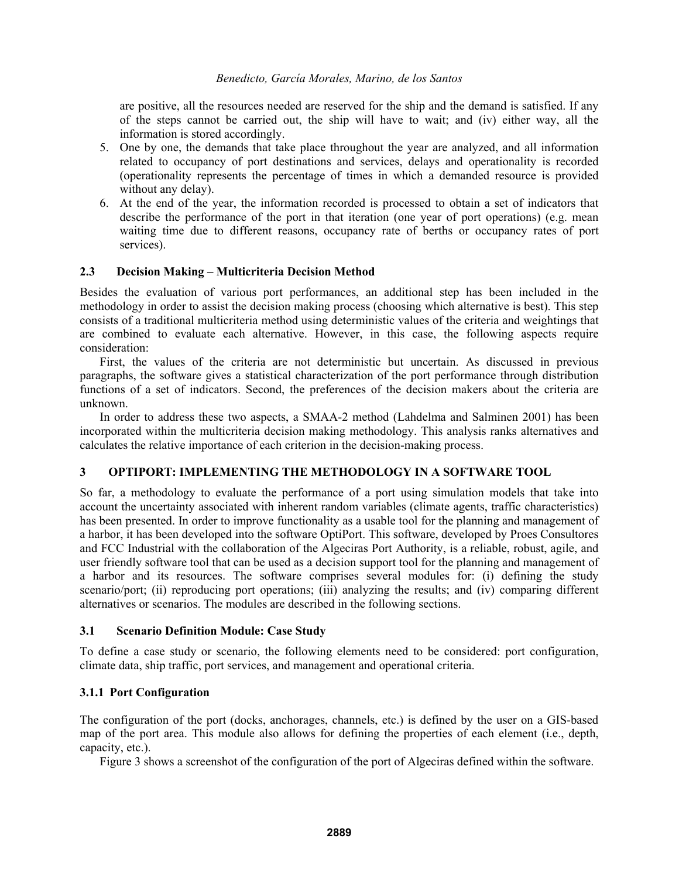are positive, all the resources needed are reserved for the ship and the demand is satisfied. If any of the steps cannot be carried out, the ship will have to wait; and (iv) either way, all the information is stored accordingly.

5. One by one, the demands that take place throughout the year are analyzed, and all information related to occupancy of port destinations and services, delays and operationality is recorded (operationality represents the percentage of times in which a demanded resource is provided without any delay).
6. At the end of the year, the information recorded is processed to obtain a set of indicators that describe the performance of the port in that iteration (one year of port operations) (e.g. mean waiting time due to different reasons, occupancy rate of berths or occupancy rates of port services).

### 2.3 Decision Making – Multicriteria Decision Method

Besides the evaluation of various port performances, an additional step has been included in the methodology in order to assist the decision making process (choosing which alternative is best). This step consists of a traditional multicriteria method using deterministic values of the criteria and weightings that are combined to evaluate each alternative. However, in this case, the following aspects require consideration:

First, the values of the criteria are not deterministic but uncertain. As discussed in previous paragraphs, the software gives a statistical characterization of the port performance through distribution functions of a set of indicators. Second, the preferences of the decision makers about the criteria are unknown.

In order to address these two aspects, a SMAA-2 method (Lahdelma and Salminen 2001) has been incorporated within the multicriteria decision making methodology. This analysis ranks alternatives and calculates the relative importance of each criterion in the decision-making process.

## 3 OPTIPORT: IMPLEMENTING THE METHODOLOGY IN A SOFTWARE TOOL

So far, a methodology to evaluate the performance of a port using simulation models that take into account the uncertainty associated with inherent random variables (climate agents, traffic characteristics) has been presented. In order to improve functionality as a usable tool for the planning and management of a harbor, it has been developed into the software OptiPort. This software, developed by Proes Consultores and FCC Industrial with the collaboration of the Algeciras Port Authority, is a reliable, robust, agile, and user friendly software tool that can be used as a decision support tool for the planning and management of a harbor and its resources. The software comprises several modules for: (i) defining the study scenario/port; (ii) reproducing port operations; (iii) analyzing the results; and (iv) comparing different alternatives or scenarios. The modules are described in the following sections.

### 3.1 Scenario Definition Module: Case Study

To define a case study or scenario, the following elements need to be considered: port configuration, climate data, ship traffic, port services, and management and operational criteria.

#### 3.1.1 Port Configuration

The configuration of the port (docks, anchorages, channels, etc.) is defined by the user on a GIS-based map of the port area. This module also allows for defining the properties of each element (i.e., depth, capacity, etc.).

Figure 3 shows a screenshot of the configuration of the port of Algeciras defined within the software.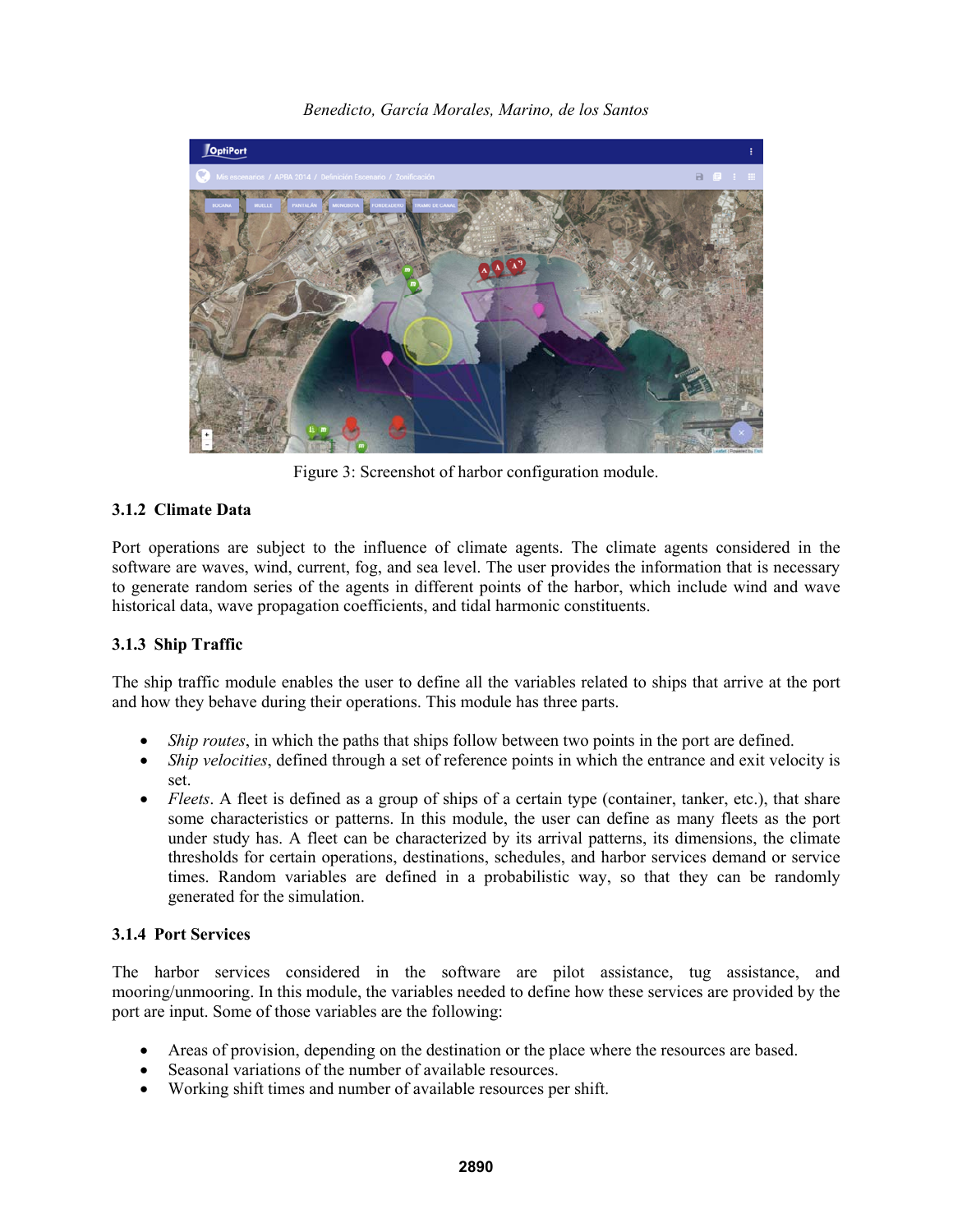Figure 3: Screenshot of harbor configuration module.

### 3.1.2 Climate Data

Port operations are subject to the influence of climate agents. The climate agents considered in the software are waves, wind, current, fog, and sea level. The user provides the information that is necessary to generate random series of the agents in different points of the harbor, which include wind and wave historical data, wave propagation coefficients, and tidal harmonic constituents.

### 3.1.3 Ship Traffic

The ship traffic module enables the user to define all the variables related to ships that arrive at the port and how they behave during their operations. This module has three parts.

- *Ship routes*, in which the paths that ships follow between two points in the port are defined.
- *Ship velocities*, defined through a set of reference points in which the entrance and exit velocity is set.
- *Fleets*. A fleet is defined as a group of ships of a certain type (container, tanker, etc.), that share some characteristics or patterns. In this module, the user can define as many fleets as the port under study has. A fleet can be characterized by its arrival patterns, its dimensions, the climate thresholds for certain operations, destinations, schedules, and harbor services demand or service times. Random variables are defined in a probabilistic way, so that they can be randomly generated for the simulation.

### 3.1.4 Port Services

The harbor services considered in the software are pilot assistance, tug assistance, and mooring/unmooring. In this module, the variables needed to define how these services are provided by the port are input. Some of those variables are the following:

- Areas of provision, depending on the destination or the place where the resources are based.
- Seasonal variations of the number of available resources.
- Working shift times and number of available resources per shift.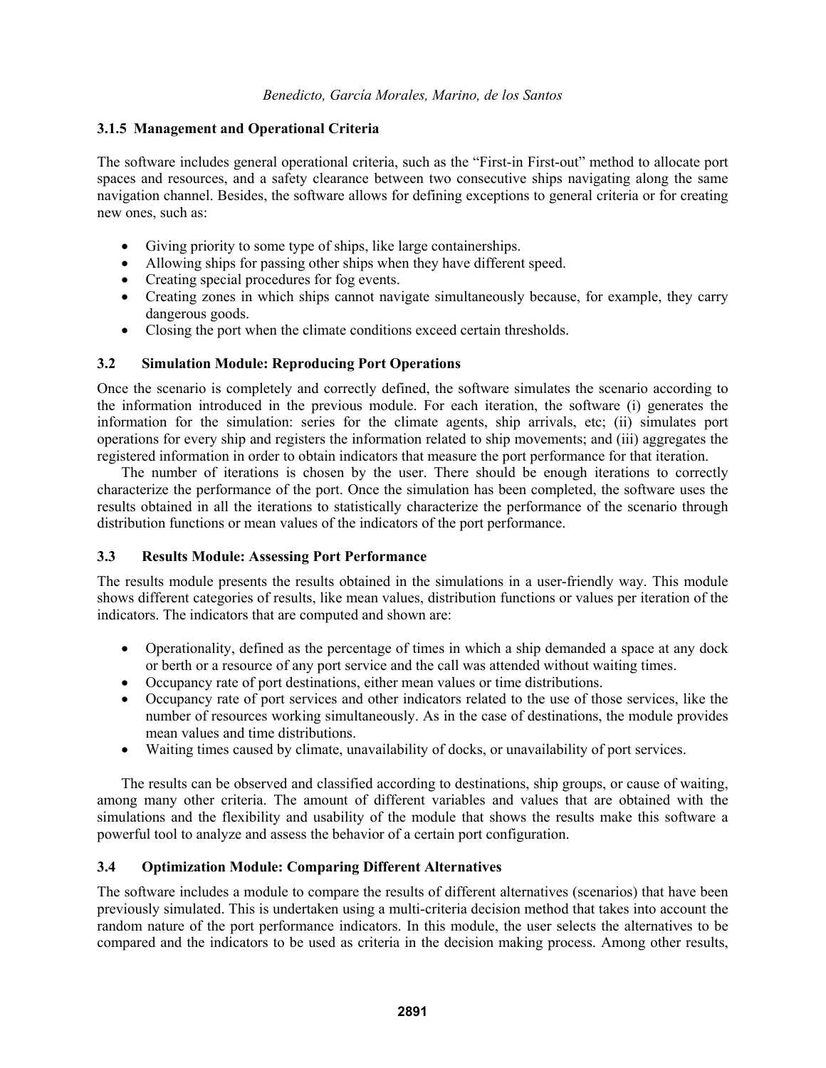### 3.1.5 Management and Operational Criteria

The software includes general operational criteria, such as the "First-in First-out" method to allocate port spaces and resources, and a safety clearance between two consecutive ships navigating along the same navigation channel. Besides, the software allows for defining exceptions to general criteria or for creating new ones, such as:

- Giving priority to some type of ships, like large containerships.
- Allowing ships for passing other ships when they have different speed.
- Creating special procedures for fog events.
- Creating zones in which ships cannot navigate simultaneously because, for example, they carry dangerous goods.
- Closing the port when the climate conditions exceed certain thresholds.

## 3.2 Simulation Module: Reproducing Port Operations

Once the scenario is completely and correctly defined, the software simulates the scenario according to the information introduced in the previous module. For each iteration, the software (i) generates the information for the simulation: series for the climate agents, ship arrivals, etc; (ii) simulates port operations for every ship and registers the information related to ship movements; and (iii) aggregates the registered information in order to obtain indicators that measure the port performance for that iteration.

The number of iterations is chosen by the user. There should be enough iterations to correctly characterize the performance of the port. Once the simulation has been completed, the software uses the results obtained in all the iterations to statistically characterize the performance of the scenario through distribution functions or mean values of the indicators of the port performance.

## 3.3 Results Module: Assessing Port Performance

The results module presents the results obtained in the simulations in a user-friendly way. This module shows different categories of results, like mean values, distribution functions or values per iteration of the indicators. The indicators that are computed and shown are:

- Operationality, defined as the percentage of times in which a ship demanded a space at any dock or berth or a resource of any port service and the call was attended without waiting times.
- Occupancy rate of port destinations, either mean values or time distributions.
- Occupancy rate of port services and other indicators related to the use of those services, like the number of resources working simultaneously. As in the case of destinations, the module provides mean values and time distributions.
- Waiting times caused by climate, unavailability of docks, or unavailability of port services.

The results can be observed and classified according to destinations, ship groups, or cause of waiting, among many other criteria. The amount of different variables and values that are obtained with the simulations and the flexibility and usability of the module that shows the results make this software a powerful tool to analyze and assess the behavior of a certain port configuration.

## 3.4 Optimization Module: Comparing Different Alternatives

The software includes a module to compare the results of different alternatives (scenarios) that have been previously simulated. This is undertaken using a multi-criteria decision method that takes into account the random nature of the port performance indicators. In this module, the user selects the alternatives to be compared and the indicators to be used as criteria in the decision making process. Among other results,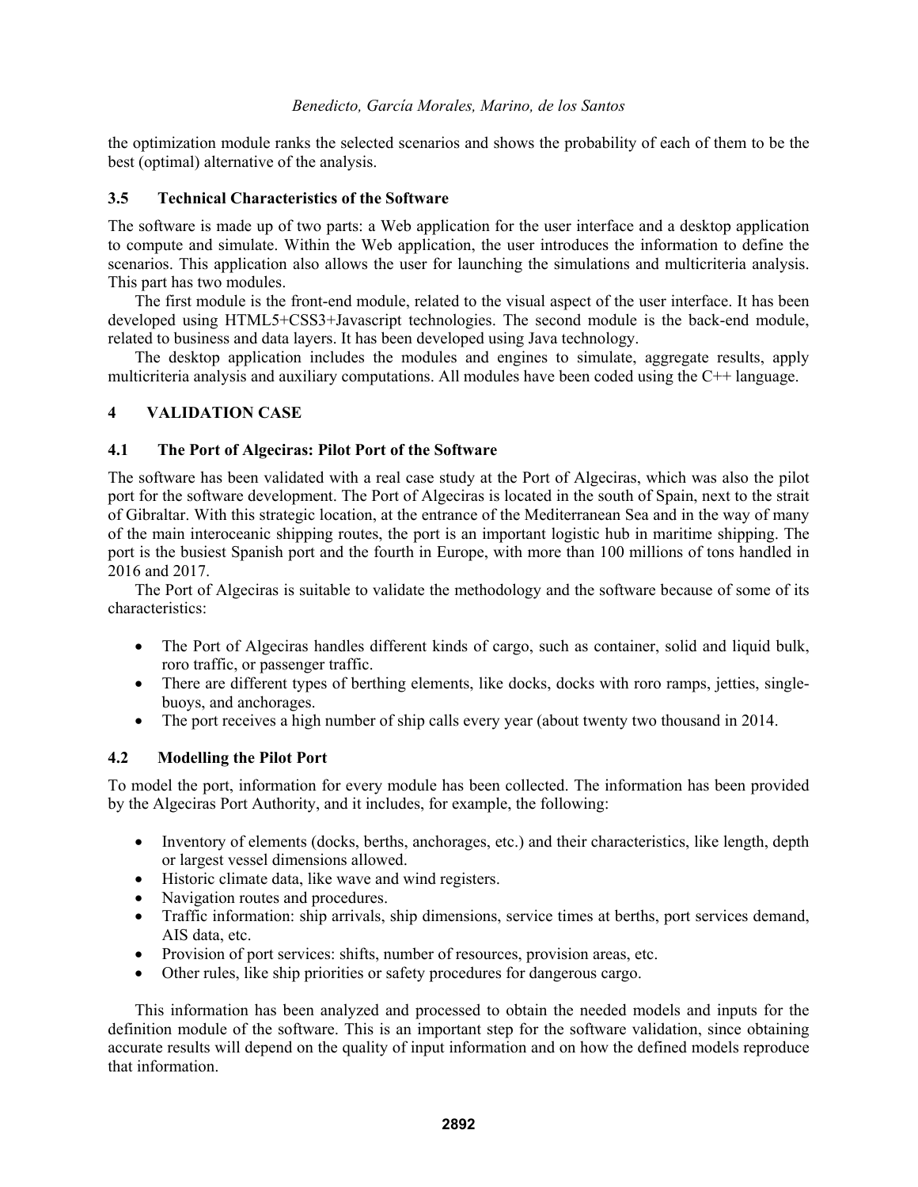the optimization module ranks the selected scenarios and shows the probability of each of them to be the best (optimal) alternative of the analysis.

### 3.5 Technical Characteristics of the Software

The software is made up of two parts: a Web application for the user interface and a desktop application to compute and simulate. Within the Web application, the user introduces the information to define the scenarios. This application also allows the user for launching the simulations and multicriteria analysis. This part has two modules.

The first module is the front-end module, related to the visual aspect of the user interface. It has been developed using HTML5+CSS3+Javascript technologies. The second module is the back-end module, related to business and data layers. It has been developed using Java technology.

The desktop application includes the modules and engines to simulate, aggregate results, apply multicriteria analysis and auxiliary computations. All modules have been coded using the C++ language.

## 4 VALIDATION CASE

### 4.1 The Port of Algeciras: Pilot Port of the Software

The software has been validated with a real case study at the Port of Algeciras, which was also the pilot port for the software development. The Port of Algeciras is located in the south of Spain, next to the strait of Gibraltar. With this strategic location, at the entrance of the Mediterranean Sea and in the way of many of the main interoceanic shipping routes, the port is an important logistic hub in maritime shipping. The port is the busiest Spanish port and the fourth in Europe, with more than 100 millions of tons handled in 2016 and 2017.

The Port of Algeciras is suitable to validate the methodology and the software because of some of its characteristics:

- The Port of Algeciras handles different kinds of cargo, such as container, solid and liquid bulk, roro traffic, or passenger traffic.
- There are different types of berthing elements, like docks, docks with roro ramps, jetties, single-buoys, and anchorages.
- The port receives a high number of ship calls every year (about twenty two thousand in 2014.

### 4.2 Modelling the Pilot Port

To model the port, information for every module has been collected. The information has been provided by the Algeciras Port Authority, and it includes, for example, the following:

- Inventory of elements (docks, berths, anchorages, etc.) and their characteristics, like length, depth or largest vessel dimensions allowed.
- Historic climate data, like wave and wind registers.
- Navigation routes and procedures.
- Traffic information: ship arrivals, ship dimensions, service times at berths, port services demand, AIS data, etc.
- Provision of port services: shifts, number of resources, provision areas, etc.
- Other rules, like ship priorities or safety procedures for dangerous cargo.

This information has been analyzed and processed to obtain the needed models and inputs for the definition module of the software. This is an important step for the software validation, since obtaining accurate results will depend on the quality of input information and on how the defined models reproduce that information.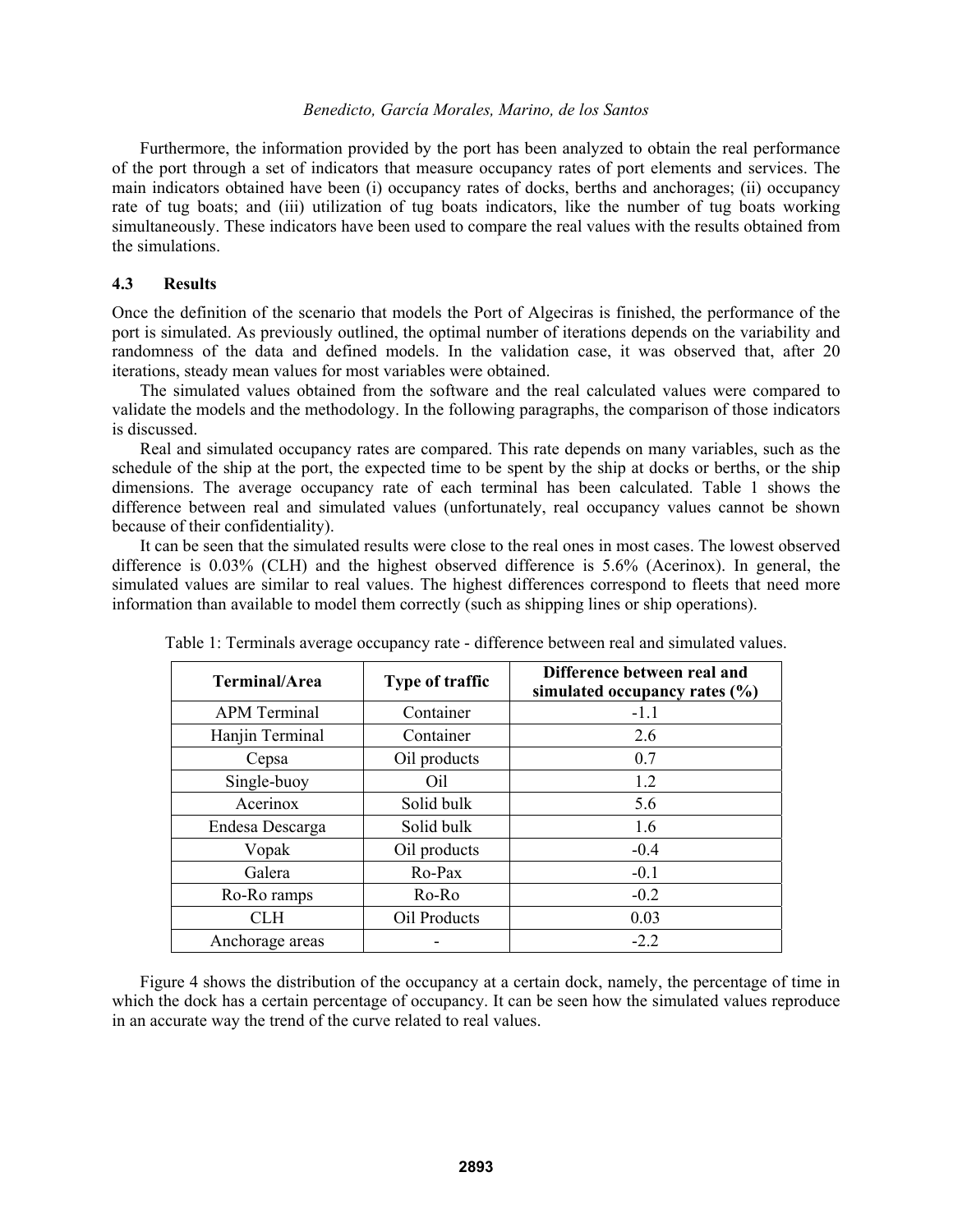Furthermore, the information provided by the port has been analyzed to obtain the real performance of the port through a set of indicators that measure occupancy rates of port elements and services. The main indicators obtained have been (i) occupancy rates of docks, berths and anchorages; (ii) occupancy rate of tug boats; and (iii) utilization of tug boats indicators, like the number of tug boats working simultaneously. These indicators have been used to compare the real values with the results obtained from the simulations.

### 4.3 Results

Once the definition of the scenario that models the Port of Algeciras is finished, the performance of the port is simulated. As previously outlined, the optimal number of iterations depends on the variability and randomness of the data and defined models. In the validation case, it was observed that, after 20 iterations, steady mean values for most variables were obtained.

The simulated values obtained from the software and the real calculated values were compared to validate the models and the methodology. In the following paragraphs, the comparison of those indicators is discussed.

Real and simulated occupancy rates are compared. This rate depends on many variables, such as the schedule of the ship at the port, the expected time to be spent by the ship at docks or berths, or the ship dimensions. The average occupancy rate of each terminal has been calculated. Table 1 shows the difference between real and simulated values (unfortunately, real occupancy values cannot be shown because of their confidentiality).

It can be seen that the simulated results were close to the real ones in most cases. The lowest observed difference is 0.03% (CLH) and the highest observed difference is 5.6% (Acerinox). In general, the simulated values are similar to real values. The highest differences correspond to fleets that need more information than available to model them correctly (such as shipping lines or ship operations).

Table 1: Terminals average occupancy rate - difference between real and simulated values.

| Terminal/Area | Type of traffic | Difference between real and simulated occupancy rates (%) |
|---|---|---|
| APM Terminal | Container | -1.1 |
| Hanjin Terminal | Container | 2.6 |
| Cepsa | Oil products | 0.7 |
| Single-buoy | Oil | 1.2 |
| Acerinox | Solid bulk | 5.6 |
| Endesa Descarga | Solid bulk | 1.6 |
| Vopak | Oil products | -0.4 |
| Galera | Ro-Pax | -0.1 |
| Ro-Ro ramps | Ro-Ro | -0.2 |
| CLH | Oil Products | 0.03 |
| Anchorage areas | - | -2.2 |

Figure 4 shows the distribution of the occupancy at a certain dock, namely, the percentage of time in which the dock has a certain percentage of occupancy. It can be seen how the simulated values reproduce in an accurate way the trend of the curve related to real values.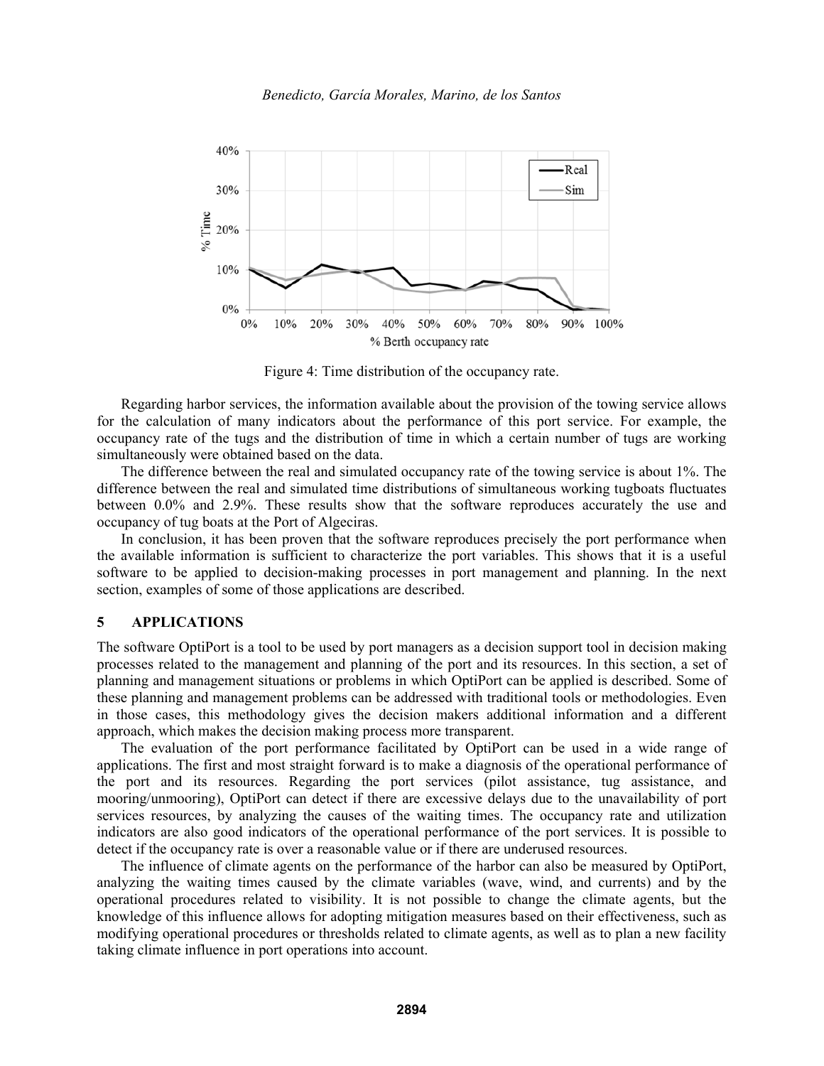Figure 4: Time distribution of the occupancy rate.

Regarding harbor services, the information available about the provision of the towing service allows for the calculation of many indicators about the performance of this port service. For example, the occupancy rate of the tugs and the distribution of time in which a certain number of tugs are working simultaneously were obtained based on the data.

The difference between the real and simulated occupancy rate of the towing service is about 1%. The difference between the real and simulated time distributions of simultaneous working tugboats fluctuates between 0.0% and 2.9%. These results show that the software reproduces accurately the use and occupancy of tug boats at the Port of Algeciras.

In conclusion, it has been proven that the software reproduces precisely the port performance when the available information is sufficient to characterize the port variables. This shows that it is a useful software to be applied to decision-making processes in port management and planning. In the next section, examples of some of those applications are described.

## 5 APPLICATIONS

The software OptiPort is a tool to be used by port managers as a decision support tool in decision making processes related to the management and planning of the port and its resources. In this section, a set of planning and management situations or problems in which OptiPort can be applied is described. Some of these planning and management problems can be addressed with traditional tools or methodologies. Even in those cases, this methodology gives the decision makers additional information and a different approach, which makes the decision making process more transparent.

The evaluation of the port performance facilitated by OptiPort can be used in a wide range of applications. The first and most straight forward is to make a diagnosis of the operational performance of the port and its resources. Regarding the port services (pilot assistance, tug assistance, and mooring/unmooring), OptiPort can detect if there are excessive delays due to the unavailability of port services resources, by analyzing the causes of the waiting times. The occupancy rate and utilization indicators are also good indicators of the operational performance of the port services. It is possible to detect if the occupancy rate is over a reasonable value or if there are underused resources.

The influence of climate agents on the performance of the harbor can also be measured by OptiPort, analyzing the waiting times caused by the climate variables (wave, wind, and currents) and by the operational procedures related to visibility. It is not possible to change the climate agents, but the knowledge of this influence allows for adopting mitigation measures based on their effectiveness, such as modifying operational procedures or thresholds related to climate agents, as well as to plan a new facility taking climate influence in port operations into account.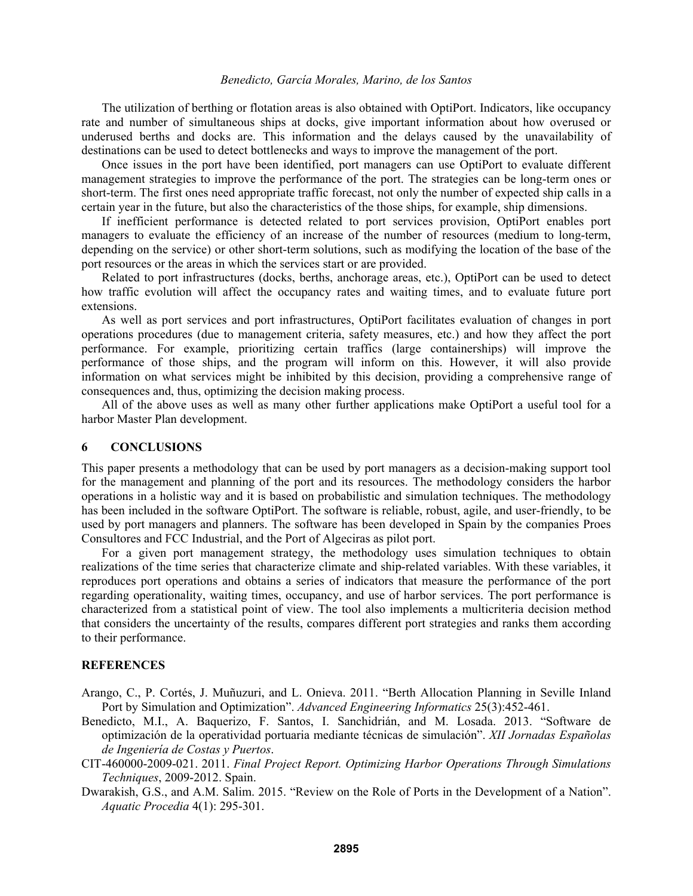The utilization of berthing or flotation areas is also obtained with OptiPort. Indicators, like occupancy rate and number of simultaneous ships at docks, give important information about how overused or underused berths and docks are. This information and the delays caused by the unavailability of destinations can be used to detect bottlenecks and ways to improve the management of the port.

Once issues in the port have been identified, port managers can use OptiPort to evaluate different management strategies to improve the performance of the port. The strategies can be long-term ones or short-term. The first ones need appropriate traffic forecast, not only the number of expected ship calls in a certain year in the future, but also the characteristics of the those ships, for example, ship dimensions.

If inefficient performance is detected related to port services provision, OptiPort enables port managers to evaluate the efficiency of an increase of the number of resources (medium to long-term, depending on the service) or other short-term solutions, such as modifying the location of the base of the port resources or the areas in which the services start or are provided.

Related to port infrastructures (docks, berths, anchorage areas, etc.), OptiPort can be used to detect how traffic evolution will affect the occupancy rates and waiting times, and to evaluate future port extensions.

As well as port services and port infrastructures, OptiPort facilitates evaluation of changes in port operations procedures (due to management criteria, safety measures, etc.) and how they affect the port performance. For example, prioritizing certain traffics (large containerships) will improve the performance of those ships, and the program will inform on this. However, it will also provide information on what services might be inhibited by this decision, providing a comprehensive range of consequences and, thus, optimizing the decision making process.

All of the above uses as well as many other further applications make OptiPort a useful tool for a harbor Master Plan development.

## 6 CONCLUSIONS

This paper presents a methodology that can be used by port managers as a decision-making support tool for the management and planning of the port and its resources. The methodology considers the harbor operations in a holistic way and it is based on probabilistic and simulation techniques. The methodology has been included in the software OptiPort. The software is reliable, robust, agile, and user-friendly, to be used by port managers and planners. The software has been developed in Spain by the companies Proes Consultores and FCC Industrial, and the Port of Algeciras as pilot port.

For a given port management strategy, the methodology uses simulation techniques to obtain realizations of the time series that characterize climate and ship-related variables. With these variables, it reproduces port operations and obtains a series of indicators that measure the performance of the port regarding operationality, waiting times, occupancy, and use of harbor services. The port performance is characterized from a statistical point of view. The tool also implements a multicriteria decision method that considers the uncertainty of the results, compares different port strategies and ranks them according to their performance.

## REFERENCES

Arango, C., P. Cortés, J. Muñuzuri, and L. Onieva. 2011. "Berth Allocation Planning in Seville Inland Port by Simulation and Optimization". *Advanced Engineering Informatics* 25(3):452-461.

Benedicto, M.I., A. Baquerizo, F. Santos, I. Sanchidrián, and M. Losada. 2013. "Software de optimización de la operatividad portuaria mediante técnicas de simulación". *XII Jornadas Españolas de Ingeniería de Costas y Puertos*.

CIT-460000-2009-021. 2011. *Final Project Report. Optimizing Harbor Operations Through Simulations Techniques*, 2009-2012. Spain.

Dwarakish, G.S., and A.M. Salim. 2015. "Review on the Role of Ports in the Development of a Nation". *Aquatic Procedia* 4(1): 295-301.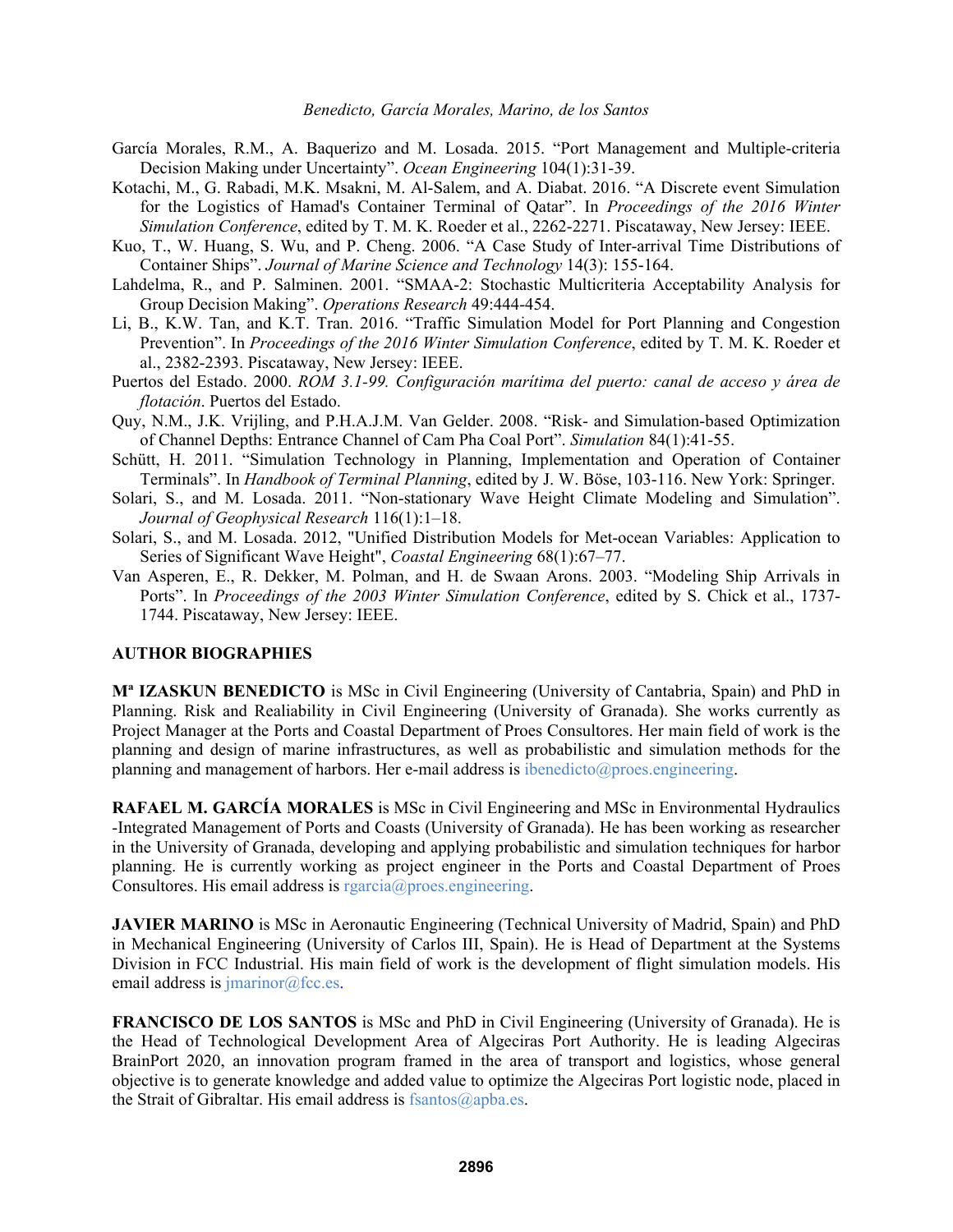García Morales, R.M., A. Baquerizo and M. Losada. 2015. "Port Management and Multiple-criteria Decision Making under Uncertainty". *Ocean Engineering* 104(1):31-39.

Kotachi, M., G. Rabadi, M.K. Msakni, M. Al-Salem, and A. Diabat. 2016. "A Discrete event Simulation for the Logistics of Hamad's Container Terminal of Qatar". In *Proceedings of the 2016 Winter Simulation Conference*, edited by T. M. K. Roeder et al., 2262-2271. Piscataway, New Jersey: IEEE.

Kuo, T., W. Huang, S. Wu, and P. Cheng. 2006. "A Case Study of Inter-arrival Time Distributions of Container Ships". *Journal of Marine Science and Technology* 14(3): 155-164.

Lahdelma, R., and P. Salminen. 2001. "SMAA-2: Stochastic Multicriteria Acceptability Analysis for Group Decision Making". *Operations Research* 49:444-454.

Li, B., K.W. Tan, and K.T. Tran. 2016. "Traffic Simulation Model for Port Planning and Congestion Prevention". In *Proceedings of the 2016 Winter Simulation Conference*, edited by T. M. K. Roeder et al., 2382-2393. Piscataway, New Jersey: IEEE.

Puertos del Estado. 2000. *ROM 3.1-99. Configuración marítima del puerto: canal de acceso y área de flotación*. Puertos del Estado.

Quy, N.M., J.K. Vrijling, and P.H.A.J.M. Van Gelder. 2008. "Risk- and Simulation-based Optimization of Channel Depths: Entrance Channel of Cam Pha Coal Port". *Simulation* 84(1):41-55.

Schütt, H. 2011. "Simulation Technology in Planning, Implementation and Operation of Container Terminals". In *Handbook of Terminal Planning*, edited by J. W. Böse, 103-116. New York: Springer.

Solari, S., and M. Losada. 2011. "Non-stationary Wave Height Climate Modeling and Simulation". *Journal of Geophysical Research* 116(1):1–18.

Solari, S., and M. Losada. 2012, "Unified Distribution Models for Met-ocean Variables: Application to Series of Significant Wave Height", *Coastal Engineering* 68(1):67–77.

Van Asperen, E., R. Dekker, M. Polman, and H. de Swaan Arons. 2003. "Modeling Ship Arrivals in Ports". In *Proceedings of the 2003 Winter Simulation Conference*, edited by S. Chick et al., 1737-1744. Piscataway, New Jersey: IEEE.

## AUTHOR BIOGRAPHIES

**Mª IZASKUN BENEDICTO** is MSc in Civil Engineering (University of Cantabria, Spain) and PhD in Planning. Risk and Realiability in Civil Engineering (University of Granada). She works currently as Project Manager at the Ports and Coastal Department of Proes Consultores. Her main field of work is the planning and design of marine infrastructures, as well as probabilistic and simulation methods for the planning and management of harbors. Her e-mail address is ibenedicto@proes.engineering.

**RAFAEL M. GARCÍA MORALES** is MSc in Civil Engineering and MSc in Environmental Hydraulics -Integrated Management of Ports and Coasts (University of Granada). He has been working as researcher in the University of Granada, developing and applying probabilistic and simulation techniques for harbor planning. He is currently working as project engineer in the Ports and Coastal Department of Proes Consultores. His email address is rgarcia@proes.engineering.

**JAVIER MARINO** is MSc in Aeronautic Engineering (Technical University of Madrid, Spain) and PhD in Mechanical Engineering (University of Carlos III, Spain). He is Head of Department at the Systems Division in FCC Industrial. His main field of work is the development of flight simulation models. His email address is jmarinor@fcc.es.

**FRANCISCO DE LOS SANTOS** is MSc and PhD in Civil Engineering (University of Granada). He is the Head of Technological Development Area of Algeciras Port Authority. He is leading Algeciras BrainPort 2020, an innovation program framed in the area of transport and logistics, whose general objective is to generate knowledge and added value to optimize the Algeciras Port logistic node, placed in the Strait of Gibraltar. His email address is fsantos@apba.es.